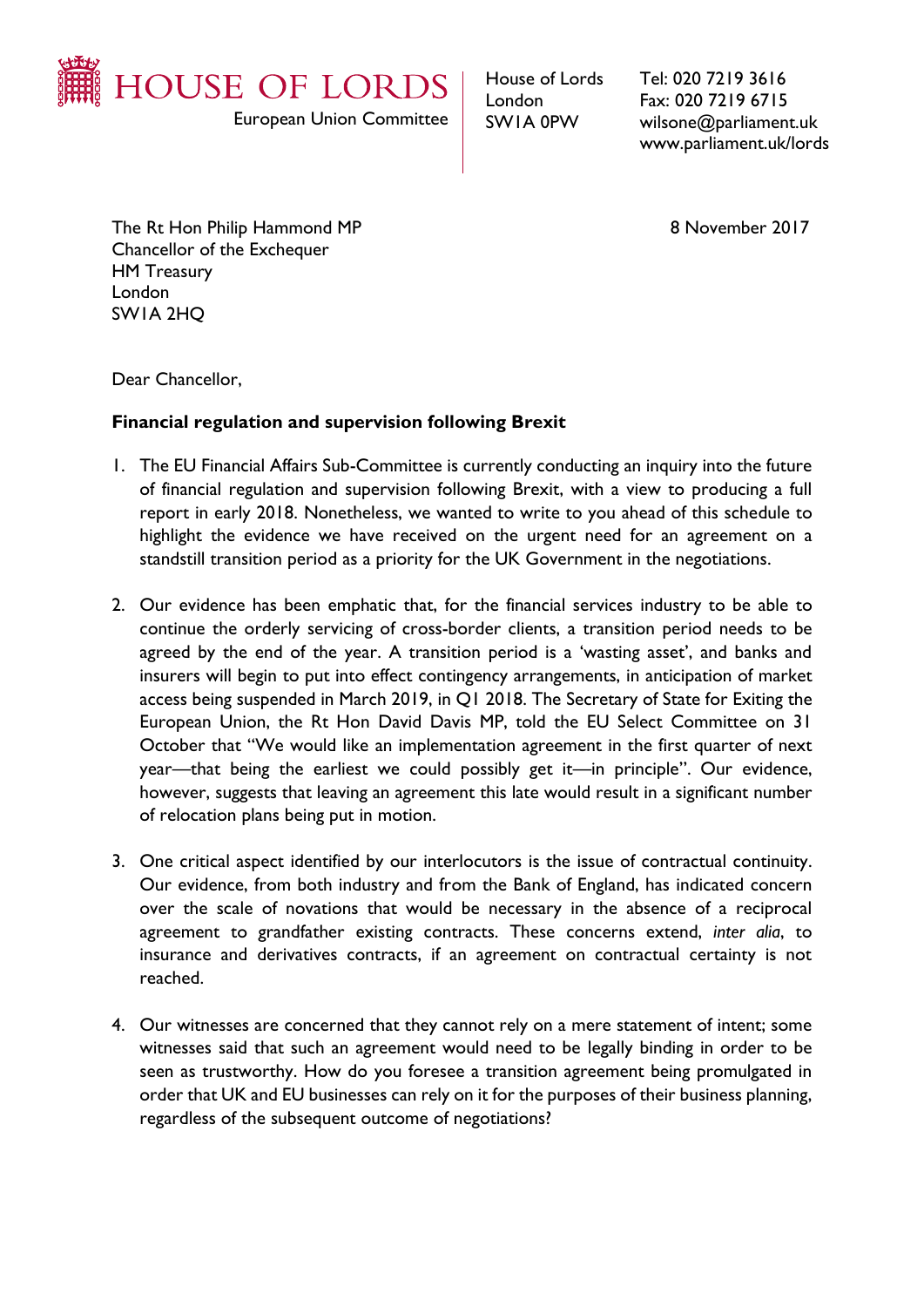HOUSE OF LORDS

European Union Committee

House of Lords
London
SW1A 0PW

Tel: 020 7219 3616
Fax: 020 7219 6715
wilsone@parliament.uk
www.parliament.uk/lords

The Rt Hon Philip Hammond MP
Chancellor of the Exchequer
HM Treasury
London
SW1A 2HQ

8 November 2017

Dear Chancellor,

**Financial regulation and supervision following Brexit**

1. The EU Financial Affairs Sub-Committee is currently conducting an inquiry into the future of financial regulation and supervision following Brexit, with a view to producing a full report in early 2018. Nonetheless, we wanted to write to you ahead of this schedule to highlight the evidence we have received on the urgent need for an agreement on a standstill transition period as a priority for the UK Government in the negotiations.

2. Our evidence has been emphatic that, for the financial services industry to be able to continue the orderly servicing of cross-border clients, a transition period needs to be agreed by the end of the year. A transition period is a 'wasting asset', and banks and insurers will begin to put into effect contingency arrangements, in anticipation of market access being suspended in March 2019, in Q1 2018. The Secretary of State for Exiting the European Union, the Rt Hon David Davis MP, told the EU Select Committee on 31 October that "We would like an implementation agreement in the first quarter of next year—that being the earliest we could possibly get it—in principle". Our evidence, however, suggests that leaving an agreement this late would result in a significant number of relocation plans being put in motion.

3. One critical aspect identified by our interlocutors is the issue of contractual continuity. Our evidence, from both industry and from the Bank of England, has indicated concern over the scale of novations that would be necessary in the absence of a reciprocal agreement to grandfather existing contracts. These concerns extend, *inter alia*, to insurance and derivatives contracts, if an agreement on contractual certainty is not reached.

4. Our witnesses are concerned that they cannot rely on a mere statement of intent; some witnesses said that such an agreement would need to be legally binding in order to be seen as trustworthy. How do you foresee a transition agreement being promulgated in order that UK and EU businesses can rely on it for the purposes of their business planning, regardless of the subsequent outcome of negotiations?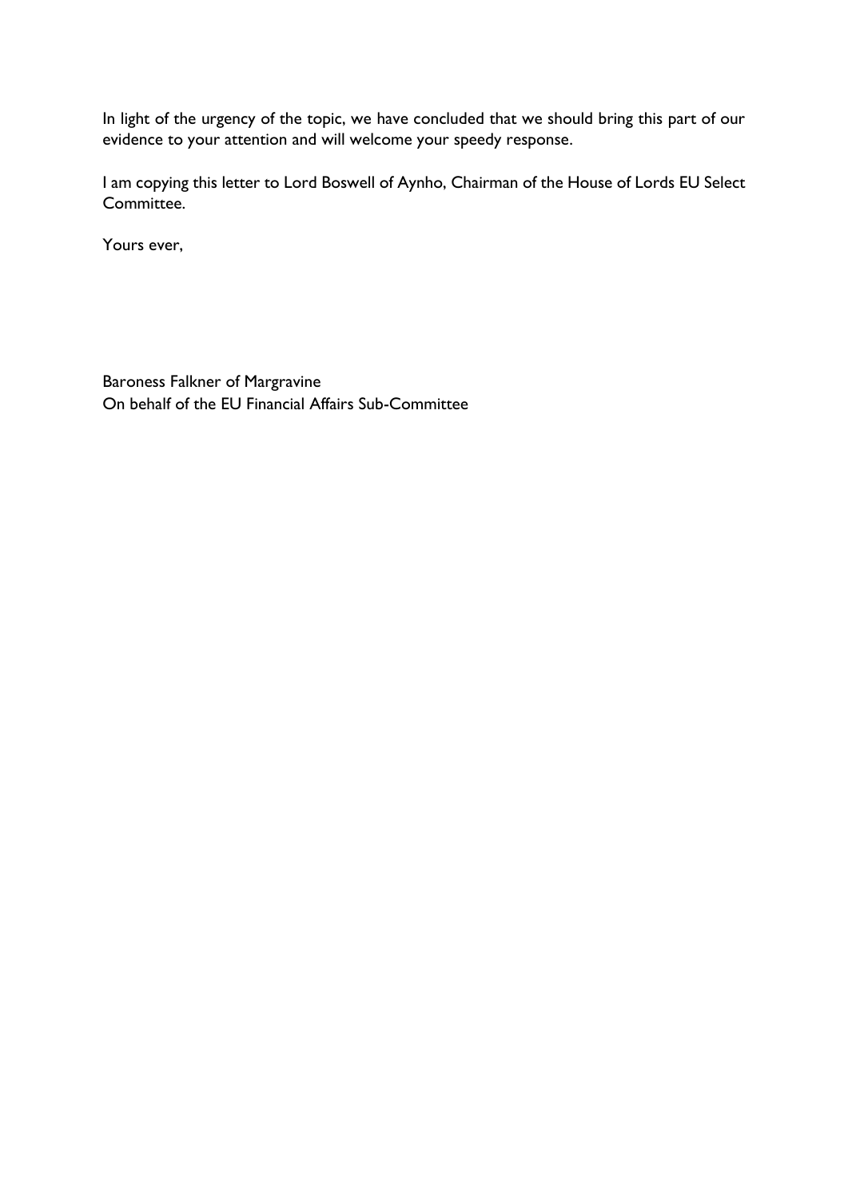In light of the urgency of the topic, we have concluded that we should bring this part of our evidence to your attention and will welcome your speedy response.

I am copying this letter to Lord Boswell of Aynho, Chairman of the House of Lords EU Select Committee.

Yours ever,

Baroness Falkner of Margravine
On behalf of the EU Financial Affairs Sub-Committee